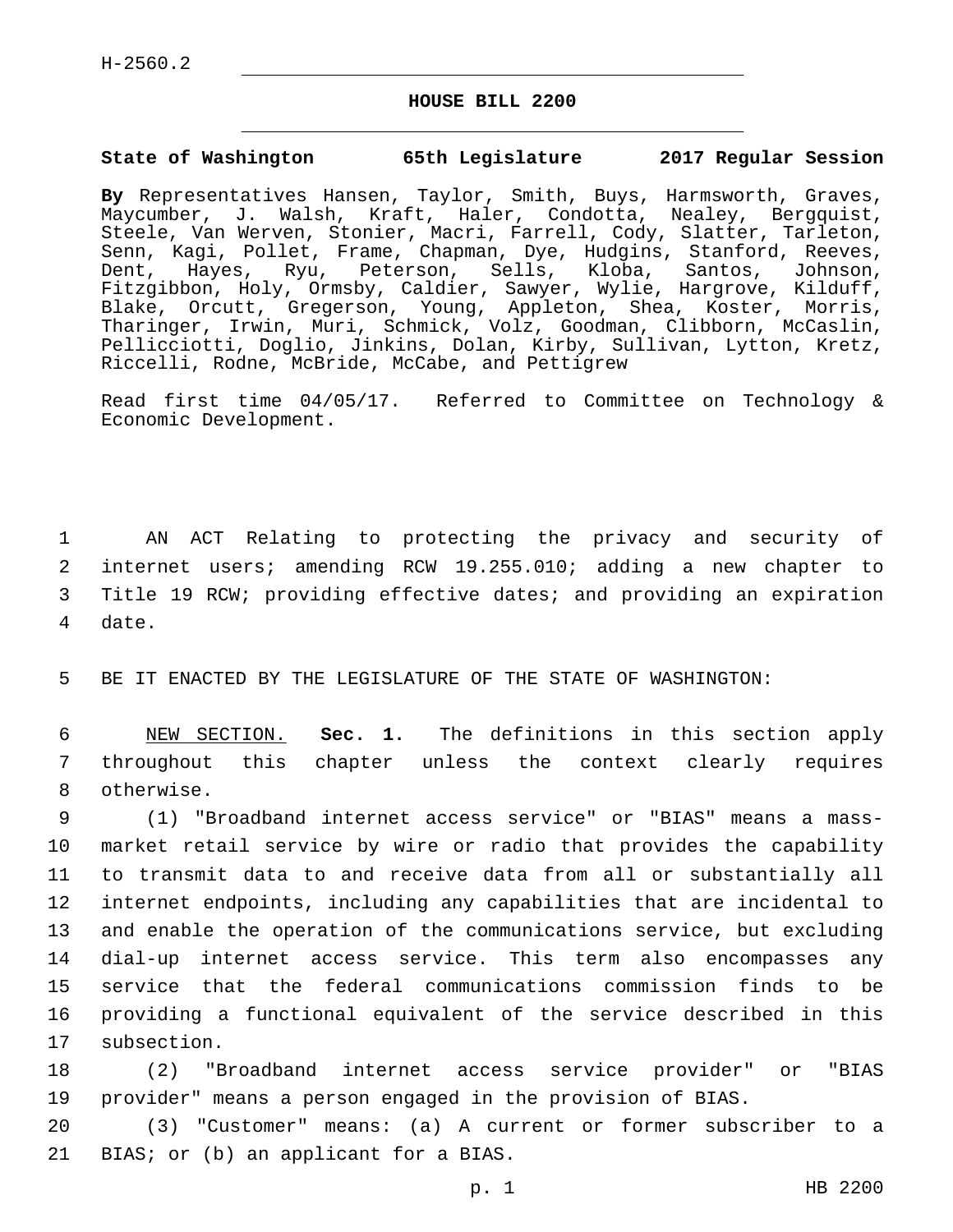H-2560.2

# HOUSE BILL 2200

**State of Washington 65th Legislature 2017 Regular Session**

**By** Representatives Hansen, Taylor, Smith, Buys, Harmsworth, Graves, Maycumber, J. Walsh, Kraft, Haler, Condotta, Nealey, Bergquist, Steele, Van Werven, Stonier, Macri, Farrell, Cody, Slatter, Tarleton, Senn, Kagi, Pollet, Frame, Chapman, Dye, Hudgins, Stanford, Reeves, Dent, Hayes, Ryu, Peterson, Sells, Kloba, Santos, Johnson, Fitzgibbon, Holy, Ormsby, Caldier, Sawyer, Wylie, Hargrove, Kilduff, Blake, Orcutt, Gregerson, Young, Appleton, Shea, Koster, Morris, Tharinger, Irwin, Muri, Schmick, Volz, Goodman, Clibborn, McCaslin, Pellicciotti, Doglio, Jinkins, Dolan, Kirby, Sullivan, Lytton, Kretz, Riccelli, Rodne, McBride, McCabe, and Pettigrew

Read first time 04/05/17. Referred to Committee on Technology & Economic Development.

AN ACT Relating to protecting the privacy and security of internet users; amending RCW 19.255.010; adding a new chapter to Title 19 RCW; providing effective dates; and providing an expiration date.

BE IT ENACTED BY THE LEGISLATURE OF THE STATE OF WASHINGTON:

NEW SECTION. **Sec. 1.** The definitions in this section apply throughout this chapter unless the context clearly requires otherwise.

(1) "Broadband internet access service" or "BIAS" means a mass-market retail service by wire or radio that provides the capability to transmit data to and receive data from all or substantially all internet endpoints, including any capabilities that are incidental to and enable the operation of the communications service, but excluding dial-up internet access service. This term also encompasses any service that the federal communications commission finds to be providing a functional equivalent of the service described in this subsection.

(2) "Broadband internet access service provider" or "BIAS provider" means a person engaged in the provision of BIAS.

(3) "Customer" means: (a) A current or former subscriber to a BIAS; or (b) an applicant for a BIAS.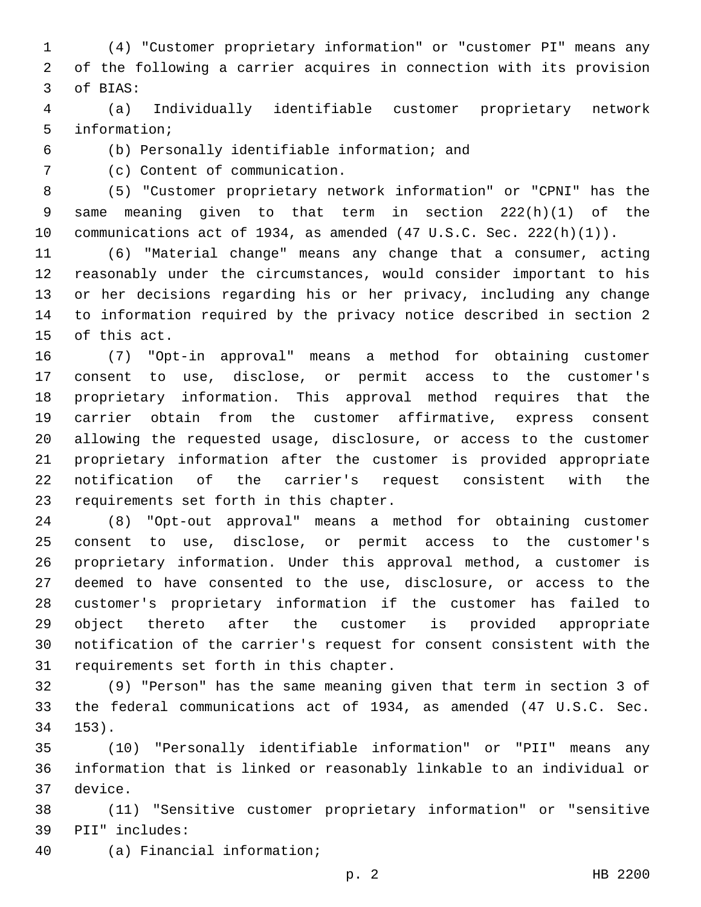(4) "Customer proprietary information" or "customer PI" means any of the following a carrier acquires in connection with its provision of BIAS:

(a) Individually identifiable customer proprietary network information;

(b) Personally identifiable information; and

(c) Content of communication.

(5) "Customer proprietary network information" or "CPNI" has the same meaning given to that term in section 222(h)(1) of the communications act of 1934, as amended (47 U.S.C. Sec. 222(h)(1)).

(6) "Material change" means any change that a consumer, acting reasonably under the circumstances, would consider important to his or her decisions regarding his or her privacy, including any change to information required by the privacy notice described in section 2 of this act.

(7) "Opt-in approval" means a method for obtaining customer consent to use, disclose, or permit access to the customer's proprietary information. This approval method requires that the carrier obtain from the customer affirmative, express consent allowing the requested usage, disclosure, or access to the customer proprietary information after the customer is provided appropriate notification of the carrier's request consistent with the requirements set forth in this chapter.

(8) "Opt-out approval" means a method for obtaining customer consent to use, disclose, or permit access to the customer's proprietary information. Under this approval method, a customer is deemed to have consented to the use, disclosure, or access to the customer's proprietary information if the customer has failed to object thereto after the customer is provided appropriate notification of the carrier's request for consent consistent with the requirements set forth in this chapter.

(9) "Person" has the same meaning given that term in section 3 of the federal communications act of 1934, as amended (47 U.S.C. Sec. 153).

(10) "Personally identifiable information" or "PII" means any information that is linked or reasonably linkable to an individual or device.

(11) "Sensitive customer proprietary information" or "sensitive PII" includes:

(a) Financial information;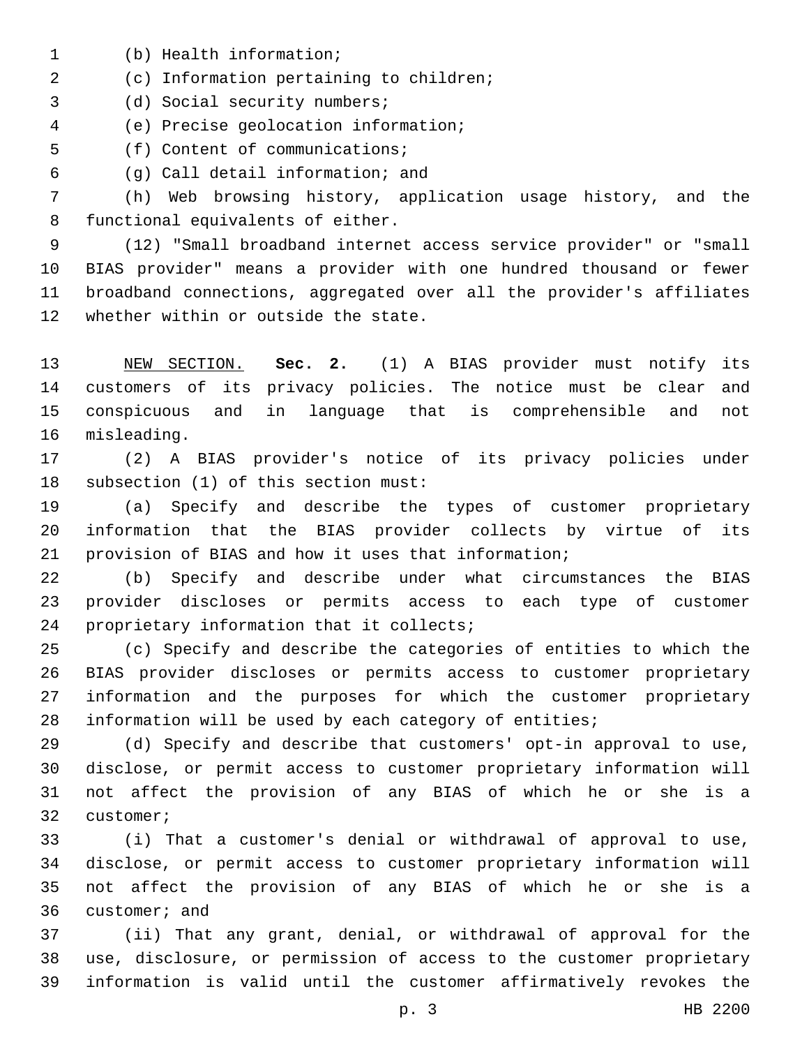(b) Health information;

(c) Information pertaining to children;

(d) Social security numbers;

(e) Precise geolocation information;

(f) Content of communications;

(g) Call detail information; and

(h) Web browsing history, application usage history, and the functional equivalents of either.

(12) "Small broadband internet access service provider" or "small BIAS provider" means a provider with one hundred thousand or fewer broadband connections, aggregated over all the provider's affiliates whether within or outside the state.

NEW SECTION. **Sec. 2.** (1) A BIAS provider must notify its customers of its privacy policies. The notice must be clear and conspicuous and in language that is comprehensible and not misleading.

(2) A BIAS provider's notice of its privacy policies under subsection (1) of this section must:

(a) Specify and describe the types of customer proprietary information that the BIAS provider collects by virtue of its provision of BIAS and how it uses that information;

(b) Specify and describe under what circumstances the BIAS provider discloses or permits access to each type of customer proprietary information that it collects;

(c) Specify and describe the categories of entities to which the BIAS provider discloses or permits access to customer proprietary information and the purposes for which the customer proprietary information will be used by each category of entities;

(d) Specify and describe that customers' opt-in approval to use, disclose, or permit access to customer proprietary information will not affect the provision of any BIAS of which he or she is a customer;

(i) That a customer's denial or withdrawal of approval to use, disclose, or permit access to customer proprietary information will not affect the provision of any BIAS of which he or she is a customer; and

(ii) That any grant, denial, or withdrawal of approval for the use, disclosure, or permission of access to the customer proprietary information is valid until the customer affirmatively revokes the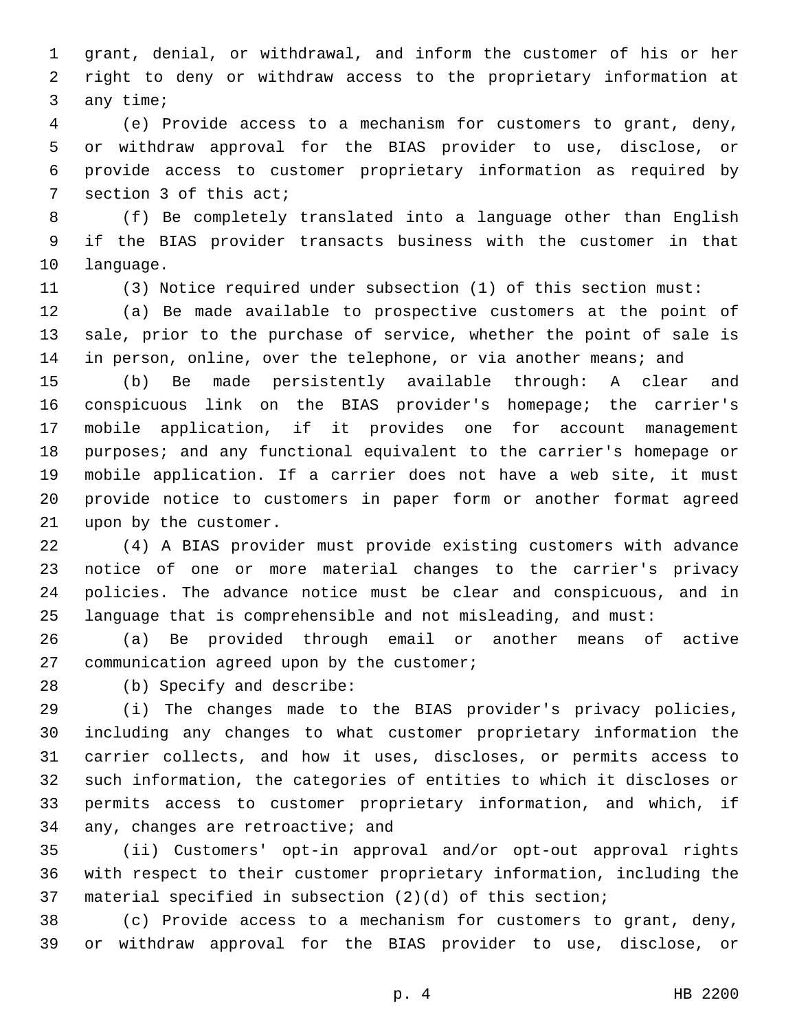grant, denial, or withdrawal, and inform the customer of his or her right to deny or withdraw access to the proprietary information at any time;

(e) Provide access to a mechanism for customers to grant, deny, or withdraw approval for the BIAS provider to use, disclose, or provide access to customer proprietary information as required by section 3 of this act;

(f) Be completely translated into a language other than English if the BIAS provider transacts business with the customer in that language.

(3) Notice required under subsection (1) of this section must:

(a) Be made available to prospective customers at the point of sale, prior to the purchase of service, whether the point of sale is in person, online, over the telephone, or via another means; and

(b) Be made persistently available through: A clear and conspicuous link on the BIAS provider's homepage; the carrier's mobile application, if it provides one for account management purposes; and any functional equivalent to the carrier's homepage or mobile application. If a carrier does not have a web site, it must provide notice to customers in paper form or another format agreed upon by the customer.

(4) A BIAS provider must provide existing customers with advance notice of one or more material changes to the carrier's privacy policies. The advance notice must be clear and conspicuous, and in language that is comprehensible and not misleading, and must:

(a) Be provided through email or another means of active communication agreed upon by the customer;

(b) Specify and describe:

(i) The changes made to the BIAS provider's privacy policies, including any changes to what customer proprietary information the carrier collects, and how it uses, discloses, or permits access to such information, the categories of entities to which it discloses or permits access to customer proprietary information, and which, if any, changes are retroactive; and

(ii) Customers' opt-in approval and/or opt-out approval rights with respect to their customer proprietary information, including the material specified in subsection (2)(d) of this section;

(c) Provide access to a mechanism for customers to grant, deny, or withdraw approval for the BIAS provider to use, disclose, or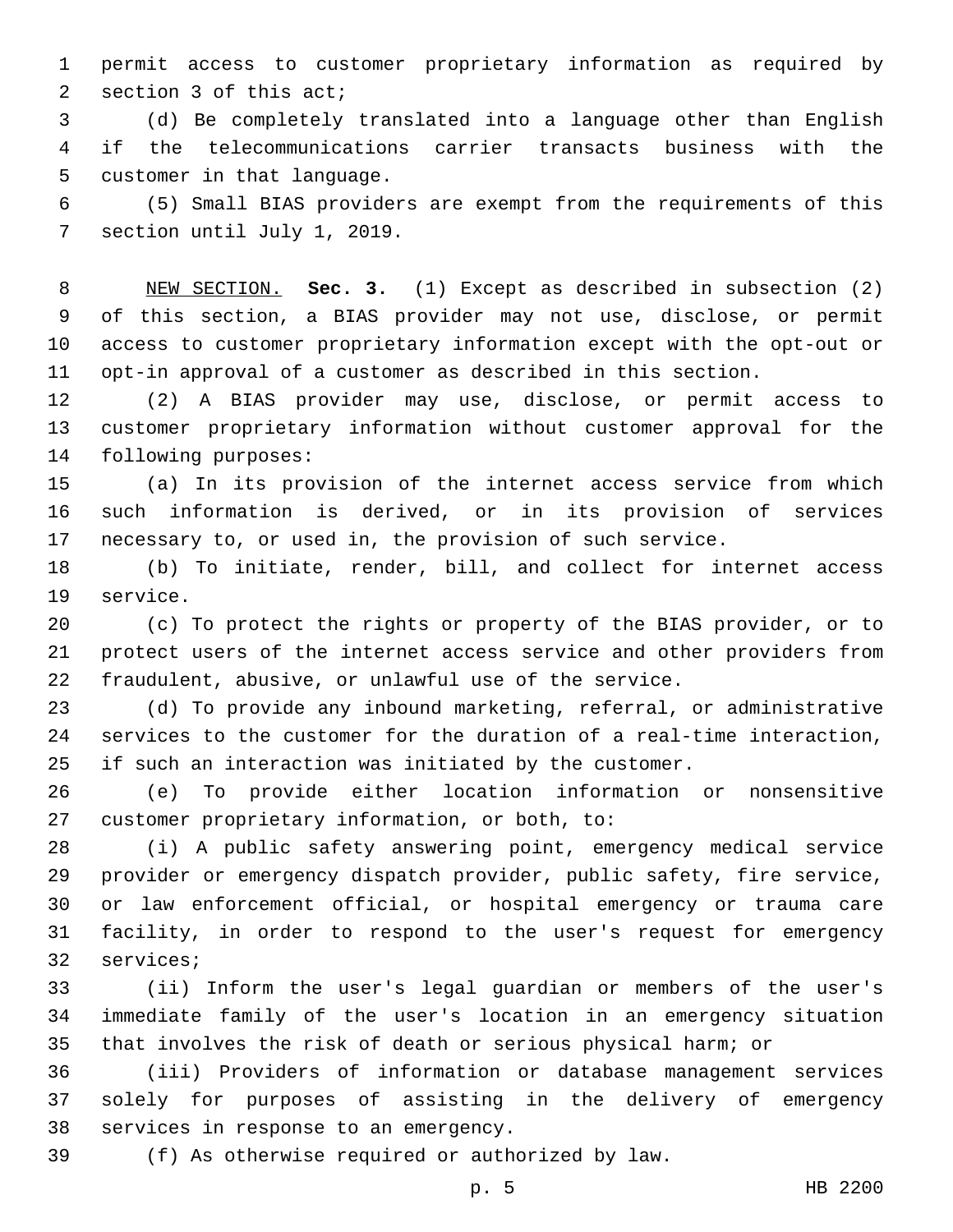permit access to customer proprietary information as required by section 3 of this act;

(d) Be completely translated into a language other than English if the telecommunications carrier transacts business with the customer in that language.

(5) Small BIAS providers are exempt from the requirements of this section until July 1, 2019.

NEW SECTION. **Sec. 3.** (1) Except as described in subsection (2) of this section, a BIAS provider may not use, disclose, or permit access to customer proprietary information except with the opt-out or opt-in approval of a customer as described in this section.

(2) A BIAS provider may use, disclose, or permit access to customer proprietary information without customer approval for the following purposes:

(a) In its provision of the internet access service from which such information is derived, or in its provision of services necessary to, or used in, the provision of such service.

(b) To initiate, render, bill, and collect for internet access service.

(c) To protect the rights or property of the BIAS provider, or to protect users of the internet access service and other providers from fraudulent, abusive, or unlawful use of the service.

(d) To provide any inbound marketing, referral, or administrative services to the customer for the duration of a real-time interaction, if such an interaction was initiated by the customer.

(e) To provide either location information or nonsensitive customer proprietary information, or both, to:

(i) A public safety answering point, emergency medical service provider or emergency dispatch provider, public safety, fire service, or law enforcement official, or hospital emergency or trauma care facility, in order to respond to the user's request for emergency services;

(ii) Inform the user's legal guardian or members of the user's immediate family of the user's location in an emergency situation that involves the risk of death or serious physical harm; or

(iii) Providers of information or database management services solely for purposes of assisting in the delivery of emergency services in response to an emergency.

(f) As otherwise required or authorized by law.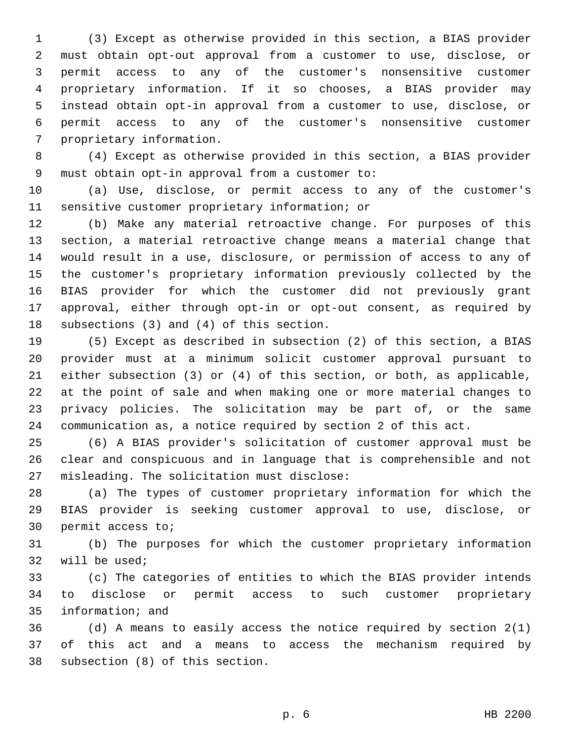(3) Except as otherwise provided in this section, a BIAS provider must obtain opt-out approval from a customer to use, disclose, or permit access to any of the customer's nonsensitive customer proprietary information. If it so chooses, a BIAS provider may instead obtain opt-in approval from a customer to use, disclose, or permit access to any of the customer's nonsensitive customer proprietary information.

(4) Except as otherwise provided in this section, a BIAS provider must obtain opt-in approval from a customer to:

(a) Use, disclose, or permit access to any of the customer's sensitive customer proprietary information; or

(b) Make any material retroactive change. For purposes of this section, a material retroactive change means a material change that would result in a use, disclosure, or permission of access to any of the customer's proprietary information previously collected by the BIAS provider for which the customer did not previously grant approval, either through opt-in or opt-out consent, as required by subsections (3) and (4) of this section.

(5) Except as described in subsection (2) of this section, a BIAS provider must at a minimum solicit customer approval pursuant to either subsection (3) or (4) of this section, or both, as applicable, at the point of sale and when making one or more material changes to privacy policies. The solicitation may be part of, or the same communication as, a notice required by section 2 of this act.

(6) A BIAS provider's solicitation of customer approval must be clear and conspicuous and in language that is comprehensible and not misleading. The solicitation must disclose:

(a) The types of customer proprietary information for which the BIAS provider is seeking customer approval to use, disclose, or permit access to;

(b) The purposes for which the customer proprietary information will be used;

(c) The categories of entities to which the BIAS provider intends to disclose or permit access to such customer proprietary information; and

(d) A means to easily access the notice required by section 2(1) of this act and a means to access the mechanism required by subsection (8) of this section.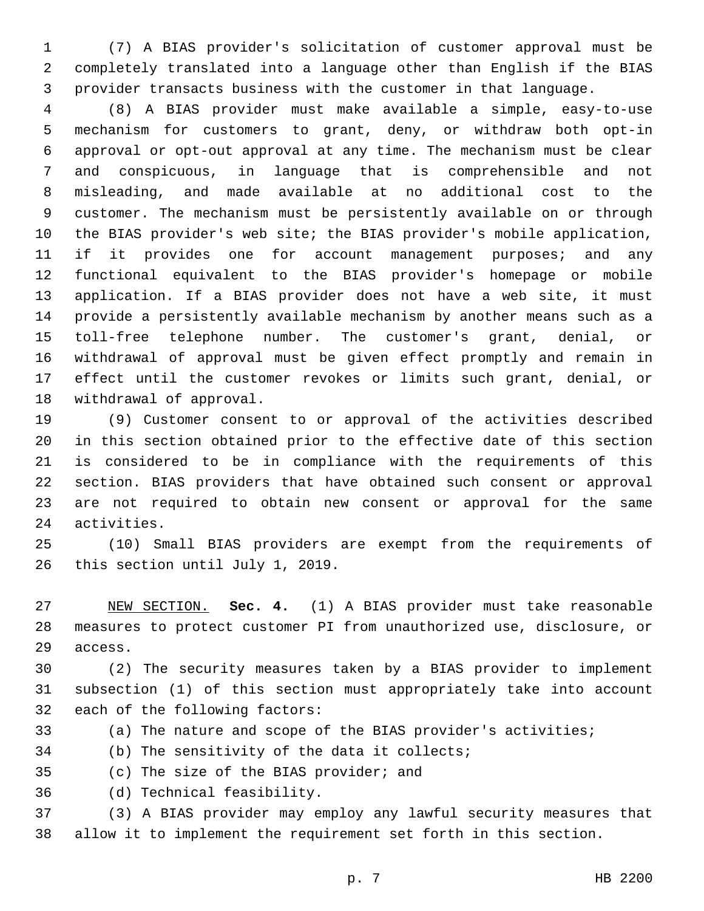(7) A BIAS provider's solicitation of customer approval must be completely translated into a language other than English if the BIAS provider transacts business with the customer in that language.

(8) A BIAS provider must make available a simple, easy-to-use mechanism for customers to grant, deny, or withdraw both opt-in approval or opt-out approval at any time. The mechanism must be clear and conspicuous, in language that is comprehensible and not misleading, and made available at no additional cost to the customer. The mechanism must be persistently available on or through the BIAS provider's web site; the BIAS provider's mobile application, if it provides one for account management purposes; and any functional equivalent to the BIAS provider's homepage or mobile application. If a BIAS provider does not have a web site, it must provide a persistently available mechanism by another means such as a toll-free telephone number. The customer's grant, denial, or withdrawal of approval must be given effect promptly and remain in effect until the customer revokes or limits such grant, denial, or withdrawal of approval.

(9) Customer consent to or approval of the activities described in this section obtained prior to the effective date of this section is considered to be in compliance with the requirements of this section. BIAS providers that have obtained such consent or approval are not required to obtain new consent or approval for the same activities.

(10) Small BIAS providers are exempt from the requirements of this section until July 1, 2019.

NEW SECTION. **Sec. 4.** (1) A BIAS provider must take reasonable measures to protect customer PI from unauthorized use, disclosure, or access.

(2) The security measures taken by a BIAS provider to implement subsection (1) of this section must appropriately take into account each of the following factors:

(a) The nature and scope of the BIAS provider's activities;

(b) The sensitivity of the data it collects;

(c) The size of the BIAS provider; and

(d) Technical feasibility.

(3) A BIAS provider may employ any lawful security measures that allow it to implement the requirement set forth in this section.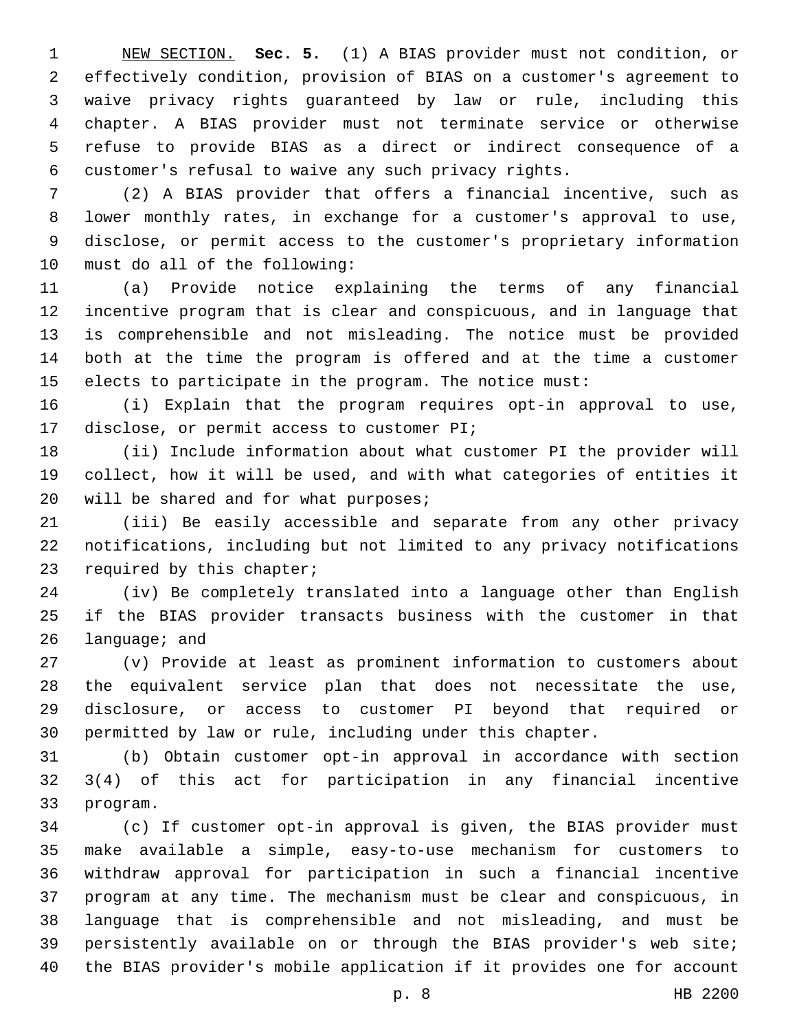NEW SECTION. **Sec. 5.** (1) A BIAS provider must not condition, or effectively condition, provision of BIAS on a customer's agreement to waive privacy rights guaranteed by law or rule, including this chapter. A BIAS provider must not terminate service or otherwise refuse to provide BIAS as a direct or indirect consequence of a customer's refusal to waive any such privacy rights.

(2) A BIAS provider that offers a financial incentive, such as lower monthly rates, in exchange for a customer's approval to use, disclose, or permit access to the customer's proprietary information must do all of the following:

(a) Provide notice explaining the terms of any financial incentive program that is clear and conspicuous, and in language that is comprehensible and not misleading. The notice must be provided both at the time the program is offered and at the time a customer elects to participate in the program. The notice must:

(i) Explain that the program requires opt-in approval to use, disclose, or permit access to customer PI;

(ii) Include information about what customer PI the provider will collect, how it will be used, and with what categories of entities it will be shared and for what purposes;

(iii) Be easily accessible and separate from any other privacy notifications, including but not limited to any privacy notifications required by this chapter;

(iv) Be completely translated into a language other than English if the BIAS provider transacts business with the customer in that language; and

(v) Provide at least as prominent information to customers about the equivalent service plan that does not necessitate the use, disclosure, or access to customer PI beyond that required or permitted by law or rule, including under this chapter.

(b) Obtain customer opt-in approval in accordance with section 3(4) of this act for participation in any financial incentive program.

(c) If customer opt-in approval is given, the BIAS provider must make available a simple, easy-to-use mechanism for customers to withdraw approval for participation in such a financial incentive program at any time. The mechanism must be clear and conspicuous, in language that is comprehensible and not misleading, and must be persistently available on or through the BIAS provider's web site; the BIAS provider's mobile application if it provides one for account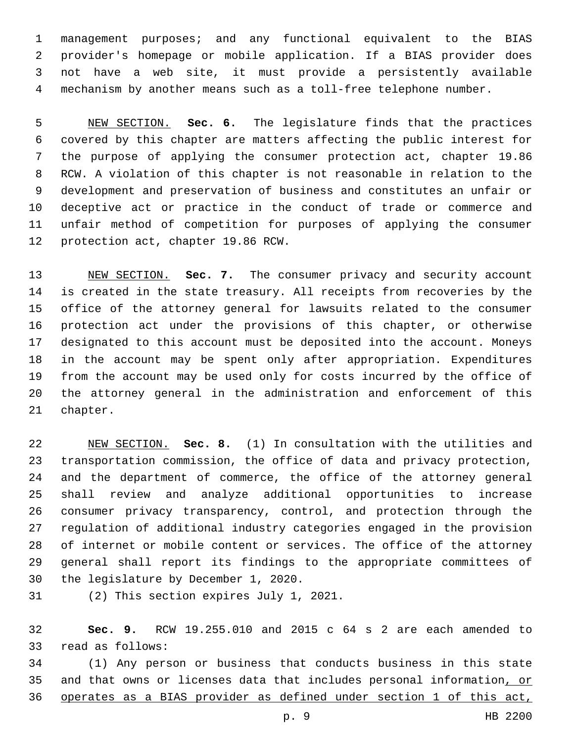management purposes; and any functional equivalent to the BIAS provider's homepage or mobile application. If a BIAS provider does not have a web site, it must provide a persistently available mechanism by another means such as a toll-free telephone number.

NEW SECTION. **Sec. 6.** The legislature finds that the practices covered by this chapter are matters affecting the public interest for the purpose of applying the consumer protection act, chapter 19.86 RCW. A violation of this chapter is not reasonable in relation to the development and preservation of business and constitutes an unfair or deceptive act or practice in the conduct of trade or commerce and unfair method of competition for purposes of applying the consumer protection act, chapter 19.86 RCW.

NEW SECTION. **Sec. 7.** The consumer privacy and security account is created in the state treasury. All receipts from recoveries by the office of the attorney general for lawsuits related to the consumer protection act under the provisions of this chapter, or otherwise designated to this account must be deposited into the account. Moneys in the account may be spent only after appropriation. Expenditures from the account may be used only for costs incurred by the office of the attorney general in the administration and enforcement of this chapter.

NEW SECTION. **Sec. 8.** (1) In consultation with the utilities and transportation commission, the office of data and privacy protection, and the department of commerce, the office of the attorney general shall review and analyze additional opportunities to increase consumer privacy transparency, control, and protection through the regulation of additional industry categories engaged in the provision of internet or mobile content or services. The office of the attorney general shall report its findings to the appropriate committees of the legislature by December 1, 2020.

(2) This section expires July 1, 2021.

**Sec. 9.** RCW 19.255.010 and 2015 c 64 s 2 are each amended to read as follows:

(1) Any person or business that conducts business in this state and that owns or licenses data that includes personal information, or operates as a BIAS provider as defined under section 1 of this act,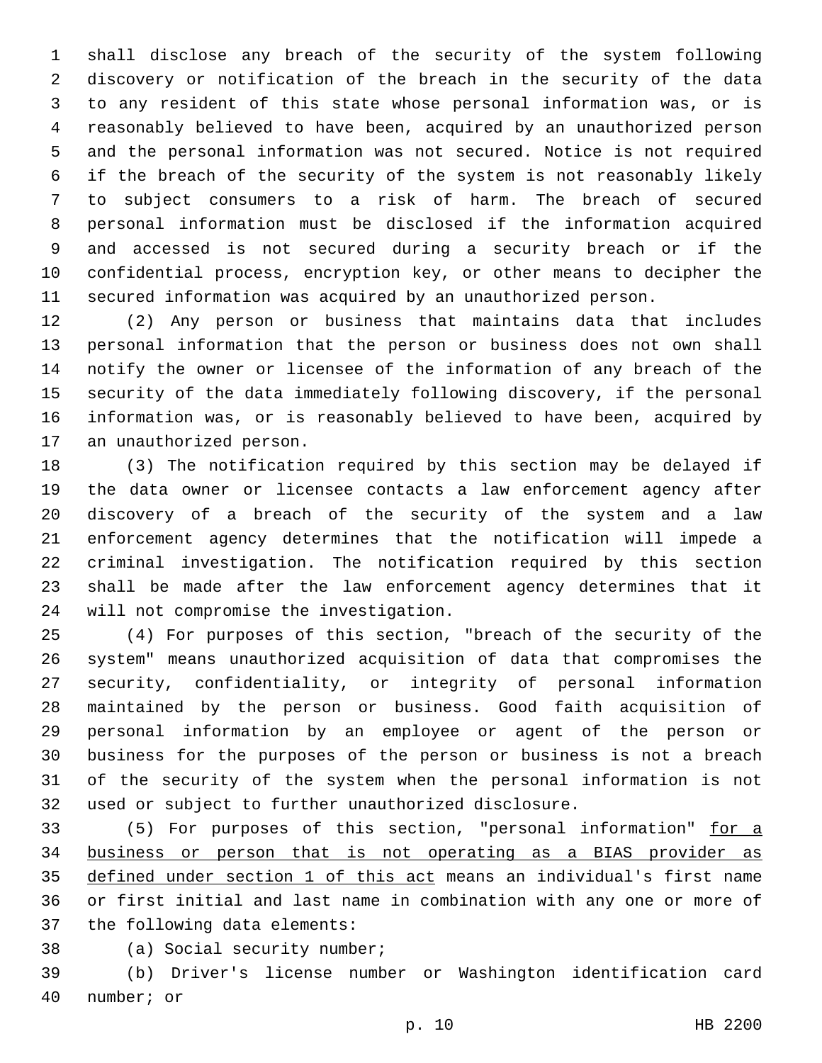shall disclose any breach of the security of the system following discovery or notification of the breach in the security of the data to any resident of this state whose personal information was, or is reasonably believed to have been, acquired by an unauthorized person and the personal information was not secured. Notice is not required if the breach of the security of the system is not reasonably likely to subject consumers to a risk of harm. The breach of secured personal information must be disclosed if the information acquired and accessed is not secured during a security breach or if the confidential process, encryption key, or other means to decipher the secured information was acquired by an unauthorized person.

(2) Any person or business that maintains data that includes personal information that the person or business does not own shall notify the owner or licensee of the information of any breach of the security of the data immediately following discovery, if the personal information was, or is reasonably believed to have been, acquired by an unauthorized person.

(3) The notification required by this section may be delayed if the data owner or licensee contacts a law enforcement agency after discovery of a breach of the security of the system and a law enforcement agency determines that the notification will impede a criminal investigation. The notification required by this section shall be made after the law enforcement agency determines that it will not compromise the investigation.

(4) For purposes of this section, "breach of the security of the system" means unauthorized acquisition of data that compromises the security, confidentiality, or integrity of personal information maintained by the person or business. Good faith acquisition of personal information by an employee or agent of the person or business for the purposes of the person or business is not a breach of the security of the system when the personal information is not used or subject to further unauthorized disclosure.

(5) For purposes of this section, "personal information" <u>for a business or person that is not operating as a BIAS provider as defined under section 1 of this act</u> means an individual's first name or first initial and last name in combination with any one or more of the following data elements:

(a) Social security number;

(b) Driver's license number or Washington identification card number; or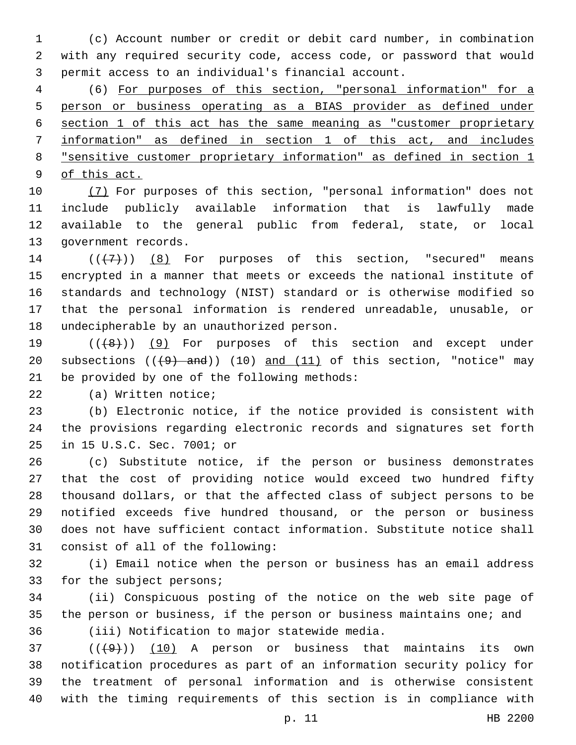(c) Account number or credit or debit card number, in combination with any required security code, access code, or password that would permit access to an individual's financial account.

(6) <u>For purposes of this section, "personal information" for a person or business operating as a BIAS provider as defined under section 1 of this act has the same meaning as "customer proprietary information" as defined in section 1 of this act, and includes "sensitive customer proprietary information" as defined in section 1 of this act.</u>

<u>(7)</u> For purposes of this section, "personal information" does not include publicly available information that is lawfully made available to the general public from federal, state, or local government records.

((~~(7)~~)) <u>(8)</u> For purposes of this section, "secured" means encrypted in a manner that meets or exceeds the national institute of standards and technology (NIST) standard or is otherwise modified so that the personal information is rendered unreadable, unusable, or undecipherable by an unauthorized person.

((~~(8)~~)) <u>(9)</u> For purposes of this section and except under subsections ((~~(9) and~~)) (10) <u>and (11)</u> of this section, "notice" may be provided by one of the following methods:

(a) Written notice;

(b) Electronic notice, if the notice provided is consistent with the provisions regarding electronic records and signatures set forth in 15 U.S.C. Sec. 7001; or

(c) Substitute notice, if the person or business demonstrates that the cost of providing notice would exceed two hundred fifty thousand dollars, or that the affected class of subject persons to be notified exceeds five hundred thousand, or the person or business does not have sufficient contact information. Substitute notice shall consist of all of the following:

(i) Email notice when the person or business has an email address for the subject persons;

(ii) Conspicuous posting of the notice on the web site page of the person or business, if the person or business maintains one; and

(iii) Notification to major statewide media.

((~~(9)~~)) <u>(10)</u> A person or business that maintains its own notification procedures as part of an information security policy for the treatment of personal information and is otherwise consistent with the timing requirements of this section is in compliance with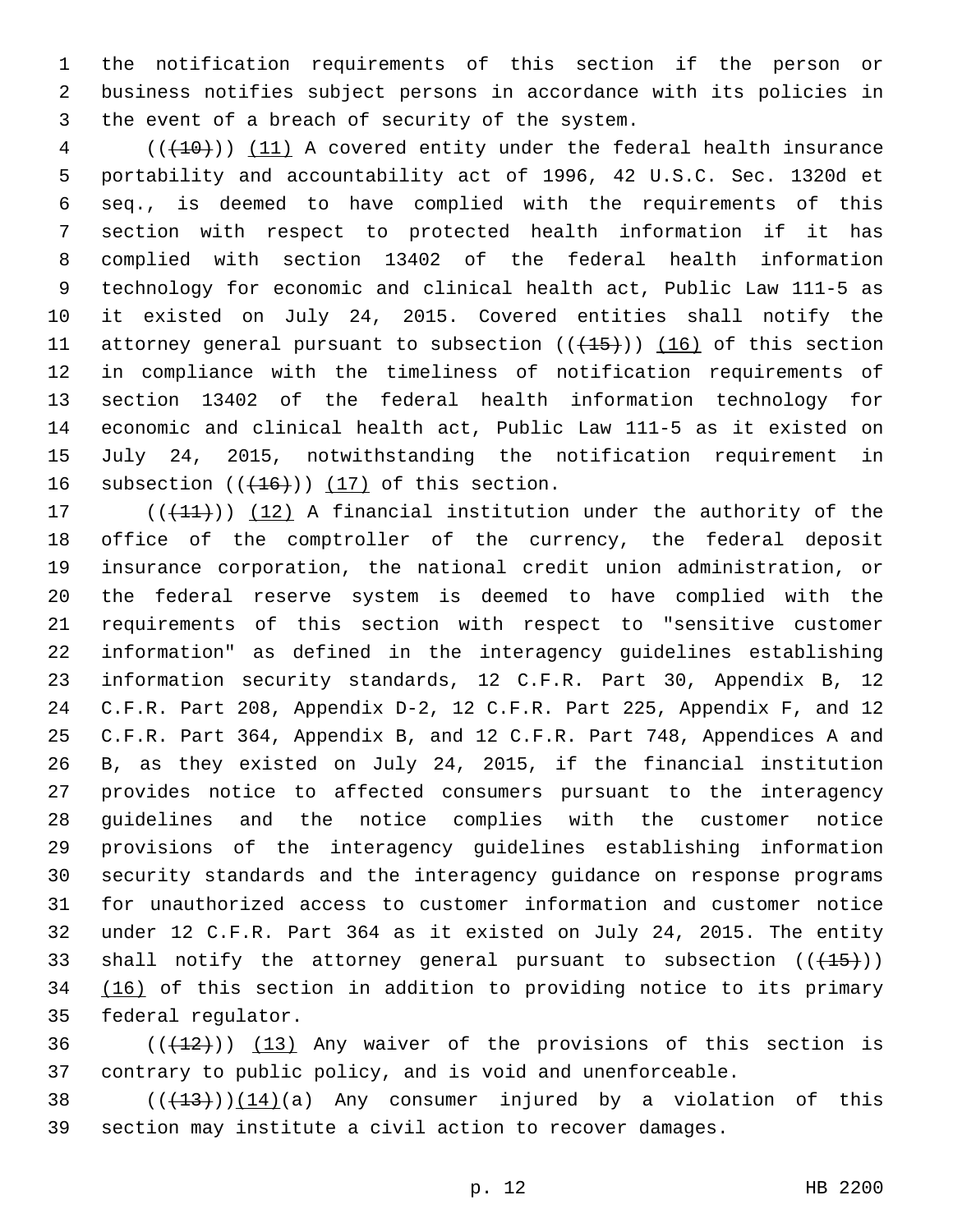the notification requirements of this section if the person or business notifies subject persons in accordance with its policies in the event of a breach of security of the system.

(((10))) (11) A covered entity under the federal health insurance portability and accountability act of 1996, 42 U.S.C. Sec. 1320d et seq., is deemed to have complied with the requirements of this section with respect to protected health information if it has complied with section 13402 of the federal health information technology for economic and clinical health act, Public Law 111-5 as it existed on July 24, 2015. Covered entities shall notify the attorney general pursuant to subsection (((15))) (16) of this section in compliance with the timeliness of notification requirements of section 13402 of the federal health information technology for economic and clinical health act, Public Law 111-5 as it existed on July 24, 2015, notwithstanding the notification requirement in subsection (((16))) (17) of this section.

(((11))) (12) A financial institution under the authority of the office of the comptroller of the currency, the federal deposit insurance corporation, the national credit union administration, or the federal reserve system is deemed to have complied with the requirements of this section with respect to "sensitive customer information" as defined in the interagency guidelines establishing information security standards, 12 C.F.R. Part 30, Appendix B, 12 C.F.R. Part 208, Appendix D-2, 12 C.F.R. Part 225, Appendix F, and 12 C.F.R. Part 364, Appendix B, and 12 C.F.R. Part 748, Appendices A and B, as they existed on July 24, 2015, if the financial institution provides notice to affected consumers pursuant to the interagency guidelines and the notice complies with the customer notice provisions of the interagency guidelines establishing information security standards and the interagency guidance on response programs for unauthorized access to customer information and customer notice under 12 C.F.R. Part 364 as it existed on July 24, 2015. The entity shall notify the attorney general pursuant to subsection (((15))) (16) of this section in addition to providing notice to its primary federal regulator.

(((12))) (13) Any waiver of the provisions of this section is contrary to public policy, and is void and unenforceable.

(((13)))(14)(a) Any consumer injured by a violation of this section may institute a civil action to recover damages.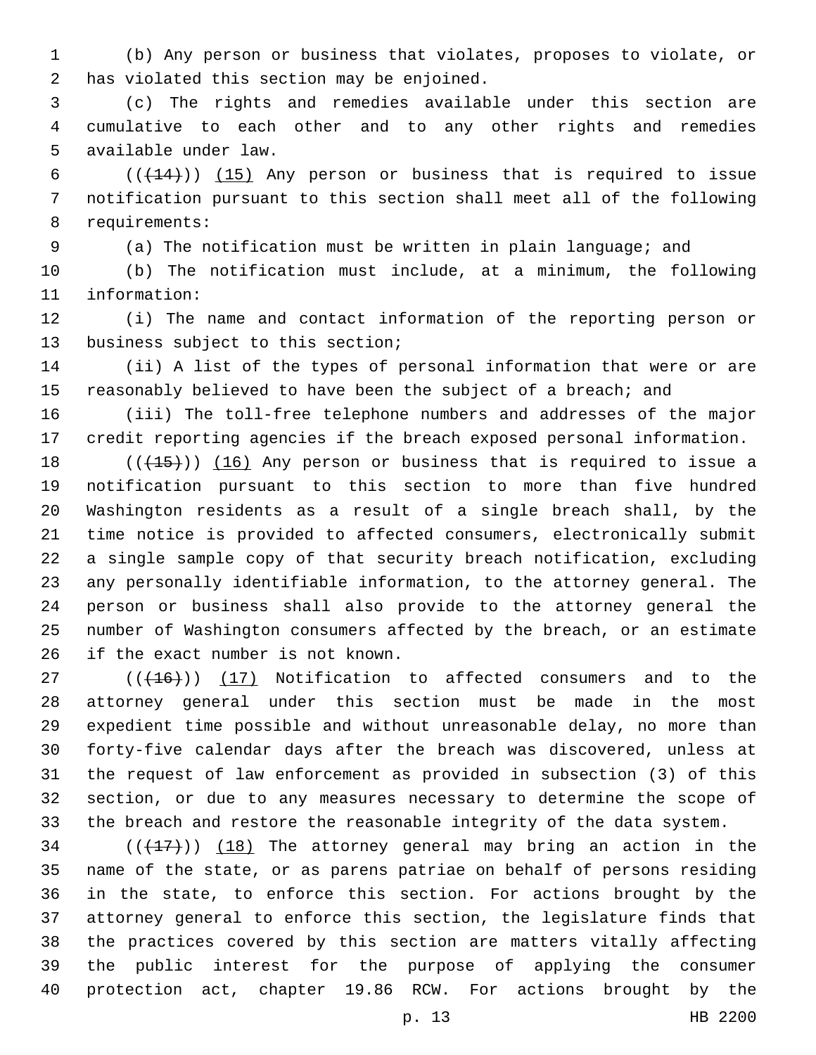(b) Any person or business that violates, proposes to violate, or has violated this section may be enjoined.

(c) The rights and remedies available under this section are cumulative to each other and to any other rights and remedies available under law.

~~((14))~~ (15) Any person or business that is required to issue notification pursuant to this section shall meet all of the following requirements:

(a) The notification must be written in plain language; and

(b) The notification must include, at a minimum, the following information:

(i) The name and contact information of the reporting person or business subject to this section;

(ii) A list of the types of personal information that were or are reasonably believed to have been the subject of a breach; and

(iii) The toll-free telephone numbers and addresses of the major credit reporting agencies if the breach exposed personal information.

~~((15))~~ (16) Any person or business that is required to issue a notification pursuant to this section to more than five hundred Washington residents as a result of a single breach shall, by the time notice is provided to affected consumers, electronically submit a single sample copy of that security breach notification, excluding any personally identifiable information, to the attorney general. The person or business shall also provide to the attorney general the number of Washington consumers affected by the breach, or an estimate if the exact number is not known.

~~((16))~~ (17) Notification to affected consumers and to the attorney general under this section must be made in the most expedient time possible and without unreasonable delay, no more than forty-five calendar days after the breach was discovered, unless at the request of law enforcement as provided in subsection (3) of this section, or due to any measures necessary to determine the scope of the breach and restore the reasonable integrity of the data system.

~~((17))~~ (18) The attorney general may bring an action in the name of the state, or as parens patriae on behalf of persons residing in the state, to enforce this section. For actions brought by the attorney general to enforce this section, the legislature finds that the practices covered by this section are matters vitally affecting the public interest for the purpose of applying the consumer protection act, chapter 19.86 RCW. For actions brought by the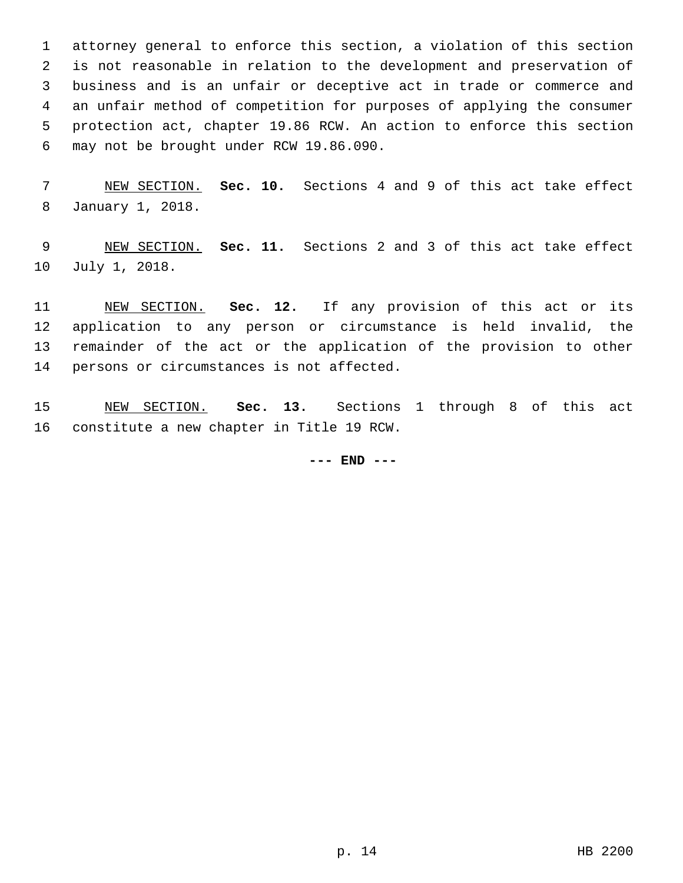attorney general to enforce this section, a violation of this section is not reasonable in relation to the development and preservation of business and is an unfair or deceptive act in trade or commerce and an unfair method of competition for purposes of applying the consumer protection act, chapter 19.86 RCW. An action to enforce this section may not be brought under RCW 19.86.090.

NEW SECTION. **Sec. 10.** Sections 4 and 9 of this act take effect January 1, 2018.

NEW SECTION. **Sec. 11.** Sections 2 and 3 of this act take effect July 1, 2018.

NEW SECTION. **Sec. 12.** If any provision of this act or its application to any person or circumstance is held invalid, the remainder of the act or the application of the provision to other persons or circumstances is not affected.

NEW SECTION. **Sec. 13.** Sections 1 through 8 of this act constitute a new chapter in Title 19 RCW.

**--- END ---**